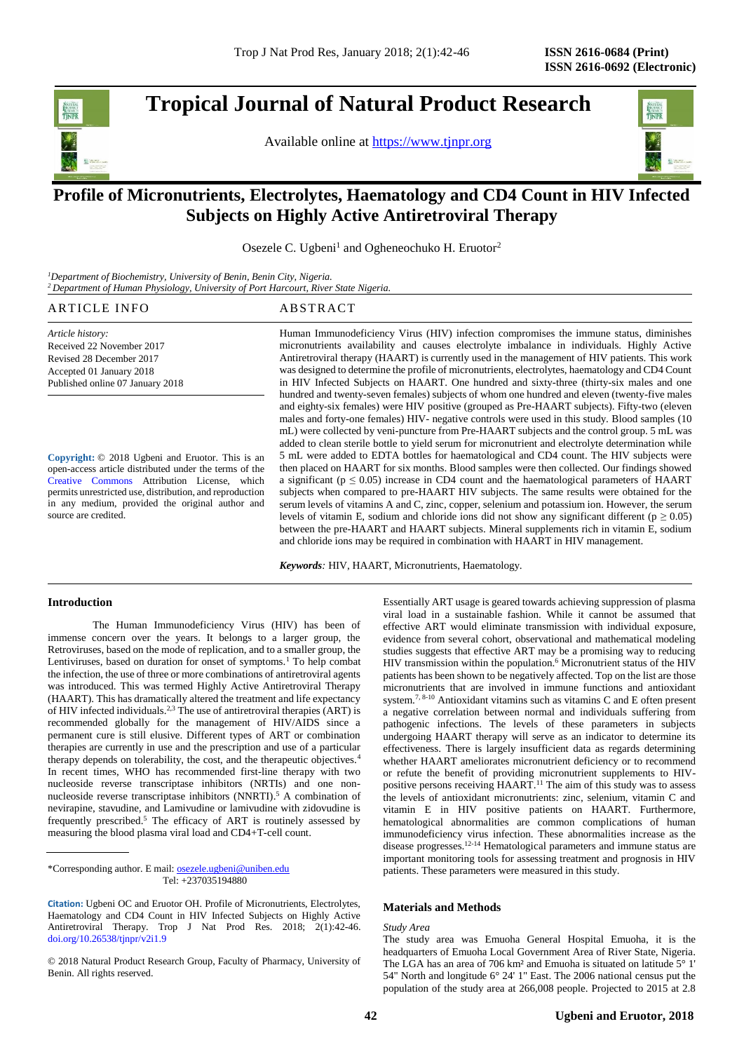ISSN 2616-0684 (Print)
ISSN 2616-0692 (Electronic)

# Tropical Journal of Natural Product Research

Available online at https://www.tjnpr.org

# Profile of Micronutrients, Electrolytes, Haematology and CD4 Count in HIV Infected Subjects on Highly Active Antiretroviral Therapy

Osezele C. Ugbeni[1] and Ogheneochuko H. Eruotor[2]

[1]*Department of Biochemistry, University of Benin, Benin City, Nigeria.*
[2]*Department of Human Physiology, University of Port Harcourt, River State Nigeria.*

## ARTICLE INFO

*Article history:*
Received 22 November 2017
Revised 28 December 2017
Accepted 01 January 2018
Published online 07 January 2018

**Copyright:** © 2018 Ugbeni and Eruotor. This is an open-access article distributed under the terms of the Creative Commons Attribution License, which permits unrestricted use, distribution, and reproduction in any medium, provided the original author and source are credited.

## ABSTRACT

Human Immunodeficiency Virus (HIV) infection compromises the immune status, diminishes micronutrients availability and causes electrolyte imbalance in individuals. Highly Active Antiretroviral therapy (HAART) is currently used in the management of HIV patients. This work was designed to determine the profile of micronutrients, electrolytes, haematology and CD4 Count in HIV Infected Subjects on HAART. One hundred and sixty-three (thirty-six males and one hundred and twenty-seven females) subjects of whom one hundred and eleven (twenty-five males and eighty-six females) were HIV positive (grouped as Pre-HAART subjects). Fifty-two (eleven males and forty-one females) HIV- negative controls were used in this study. Blood samples (10 mL) were collected by veni-puncture from Pre-HAART subjects and the control group. 5 mL was added to clean sterile bottle to yield serum for micronutrient and electrolyte determination while 5 mL were added to EDTA bottles for haematological and CD4 count. The HIV subjects were then placed on HAART for six months. Blood samples were then collected. Our findings showed a significant ($p \leq 0.05$) increase in CD4 count and the haematological parameters of HAART subjects when compared to pre-HAART HIV subjects. The same results were obtained for the serum levels of vitamins A and C, zinc, copper, selenium and potassium ion. However, the serum levels of vitamin E, sodium and chloride ions did not show any significant different ($p \geq 0.05$) between the pre-HAART and HAART subjects. Mineral supplements rich in vitamin E, sodium and chloride ions may be required in combination with HAART in HIV management.

***Keywords**:* HIV, HAART, Micronutrients, Haematology.

## Introduction

The Human Immunodeficiency Virus (HIV) has been of immense concern over the years. It belongs to a larger group, the Retroviruses, based on the mode of replication, and to a smaller group, the Lentiviruses, based on duration for onset of symptoms.[1] To help combat the infection, the use of three or more combinations of antiretroviral agents was introduced. This was termed Highly Active Antiretroviral Therapy (HAART). This has dramatically altered the treatment and life expectancy of HIV infected individuals.[2,3] The use of antiretroviral therapies (ART) is recommended globally for the management of HIV/AIDS since a permanent cure is still elusive. Different types of ART or combination therapies are currently in use and the prescription and use of a particular therapy depends on tolerability, the cost, and the therapeutic objectives.[4] In recent times, WHO has recommended first-line therapy with two nucleoside reverse transcriptase inhibitors (NRTIs) and one non-nucleoside reverse transcriptase inhibitors (NNRTI).[5] A combination of nevirapine, stavudine, and Lamivudine or lamivudine with zidovudine is frequently prescribed.[5] The efficacy of ART is routinely assessed by measuring the blood plasma viral load and CD4+T-cell count.

Essentially ART usage is geared towards achieving suppression of plasma viral load in a sustainable fashion. While it cannot be assumed that effective ART would eliminate transmission with individual exposure, evidence from several cohort, observational and mathematical modeling studies suggests that effective ART may be a promising way to reducing HIV transmission within the population.[6] Micronutrient status of the HIV patients has been shown to be negatively affected. Top on the list are those micronutrients that are involved in immune functions and antioxidant system.[7,8-10] Antioxidant vitamins such as vitamins C and E often present a negative correlation between normal and individuals suffering from pathogenic infections. The levels of these parameters in subjects undergoing HAART therapy will serve as an indicator to determine its effectiveness. There is largely insufficient data as regards determining whether HAART ameliorates micronutrient deficiency or to recommend or refute the benefit of providing micronutrient supplements to HIV-positive persons receiving HAART.[11] The aim of this study was to assess the levels of antioxidant micronutrients: zinc, selenium, vitamin C and vitamin E in HIV positive patients on HAART. Furthermore, hematological abnormalities are common complications of human immunodeficiency virus infection. These abnormalities increase as the disease progresses.[12-14] Hematological parameters and immune status are important monitoring tools for assessing treatment and prognosis in HIV patients. These parameters were measured in this study.

## Materials and Methods

*Study Area*

The study area was Emuoha General Hospital Emuoha, it is the headquarters of Emuoha Local Government Area of River State, Nigeria. The LGA has an area of 706 km² and Emuoha is situated on latitude 5° 1' 54" North and longitude 6° 24' 1" East. The 2006 national census put the population of the study area at 266,008 people. Projected to 2015 at 2.8

*Corresponding author. E mail: osezele.ugbeni@uniben.edu
Tel: +237035194880

**Citation:** Ugbeni OC and Eruotor OH. Profile of Micronutrients, Electrolytes, Haematology and CD4 Count in HIV Infected Subjects on Highly Active Antiretroviral Therapy. Trop J Nat Prod Res. 2018; 2(1):42-46. doi.org/10.26538/tjnpr/v2i1.9

© 2018 Natural Product Research Group, Faculty of Pharmacy, University of Benin. All rights reserved.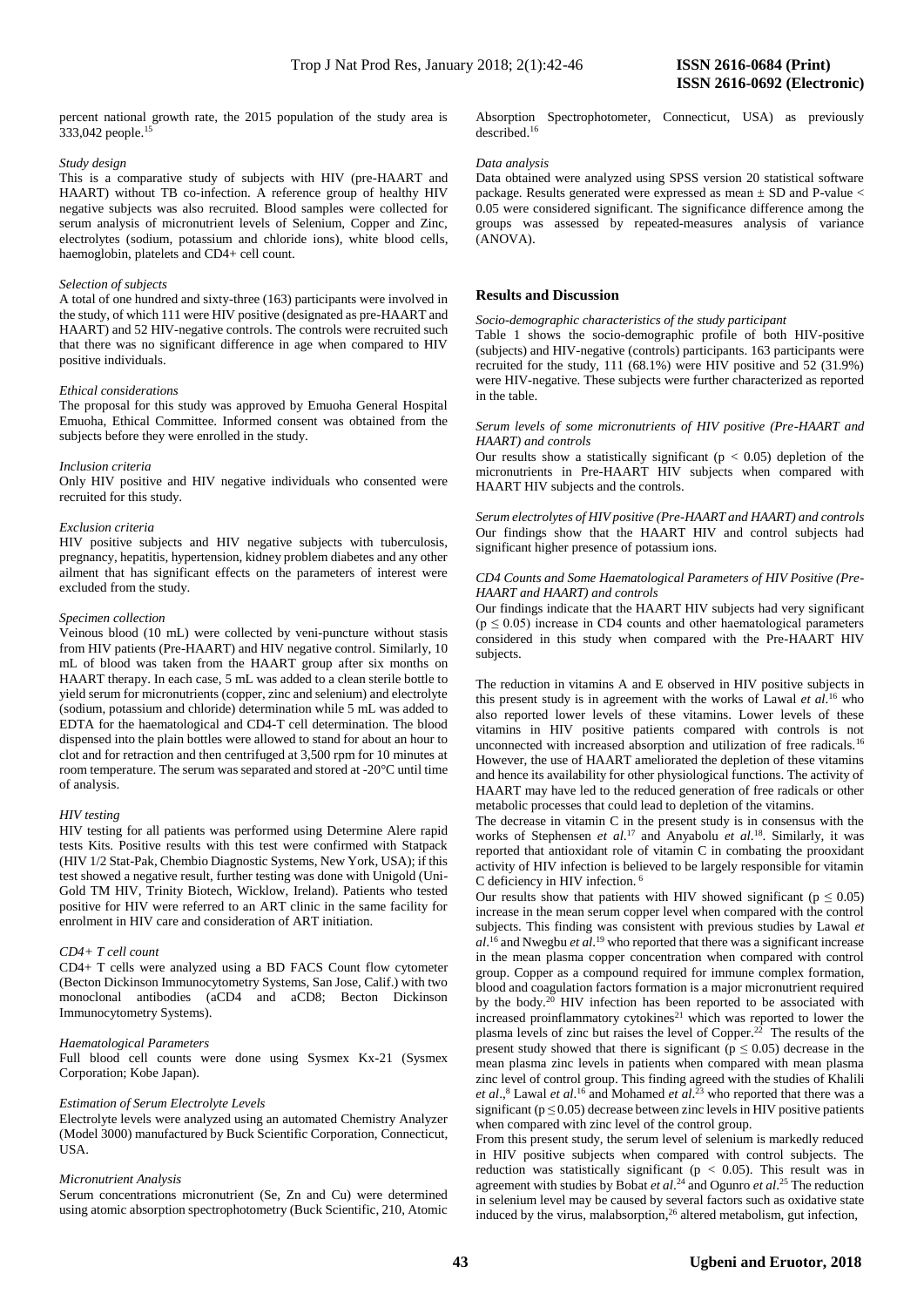percent national growth rate, the 2015 population of the study area is 333,042 people.[15]

*Study design*

This is a comparative study of subjects with HIV (pre-HAART and HAART) without TB co-infection. A reference group of healthy HIV negative subjects was also recruited. Blood samples were collected for serum analysis of micronutrient levels of Selenium, Copper and Zinc, electrolytes (sodium, potassium and chloride ions), white blood cells, haemoglobin, platelets and CD4+ cell count.

*Selection of subjects*

A total of one hundred and sixty-three (163) participants were involved in the study, of which 111 were HIV positive (designated as pre-HAART and HAART) and 52 HIV-negative controls. The controls were recruited such that there was no significant difference in age when compared to HIV positive individuals.

*Ethical considerations*

The proposal for this study was approved by Emuoha General Hospital Emuoha, Ethical Committee. Informed consent was obtained from the subjects before they were enrolled in the study.

*Inclusion criteria*

Only HIV positive and HIV negative individuals who consented were recruited for this study.

*Exclusion criteria*

HIV positive subjects and HIV negative subjects with tuberculosis, pregnancy, hepatitis, hypertension, kidney problem diabetes and any other ailment that has significant effects on the parameters of interest were excluded from the study.

*Specimen collection*

Veinous blood (10 mL) were collected by veni-puncture without stasis from HIV patients (Pre-HAART) and HIV negative control. Similarly, 10 mL of blood was taken from the HAART group after six months on HAART therapy. In each case, 5 mL was added to a clean sterile bottle to yield serum for micronutrients (copper, zinc and selenium) and electrolyte (sodium, potassium and chloride) determination while 5 mL was added to EDTA for the haematological and CD4-T cell determination. The blood dispensed into the plain bottles were allowed to stand for about an hour to clot and for retraction and then centrifuged at 3,500 rpm for 10 minutes at room temperature. The serum was separated and stored at -20°C until time of analysis.

*HIV testing*

HIV testing for all patients was performed using Determine Alere rapid tests Kits. Positive results with this test were confirmed with Statpack (HIV 1/2 Stat-Pak, Chembio Diagnostic Systems, New York, USA); if this test showed a negative result, further testing was done with Unigold (Uni-Gold TM HIV, Trinity Biotech, Wicklow, Ireland). Patients who tested positive for HIV were referred to an ART clinic in the same facility for enrolment in HIV care and consideration of ART initiation.

*CD4+ T cell count*

CD4+ T cells were analyzed using a BD FACS Count flow cytometer (Becton Dickinson Immunocytometry Systems, San Jose, Calif.) with two monoclonal antibodies (aCD4 and aCD8; Becton Dickinson Immunocytometry Systems).

*Haematological Parameters*

Full blood cell counts were done using Sysmex Kx-21 (Sysmex Corporation; Kobe Japan).

*Estimation of Serum Electrolyte Levels*

Electrolyte levels were analyzed using an automated Chemistry Analyzer (Model 3000) manufactured by Buck Scientific Corporation, Connecticut, USA.

*Micronutrient Analysis*

Serum concentrations micronutrient (Se, Zn and Cu) were determined using atomic absorption spectrophotometry (Buck Scientific, 210, Atomic Absorption Spectrophotometer, Connecticut, USA) as previously described.[16]

*Data analysis*

Data obtained were analyzed using SPSS version 20 statistical software package. Results generated were expressed as mean ± SD and P-value < 0.05 were considered significant. The significance difference among the groups was assessed by repeated-measures analysis of variance (ANOVA).

## Results and Discussion

*Socio-demographic characteristics of the study participant*

Table 1 shows the socio-demographic profile of both HIV-positive (subjects) and HIV-negative (controls) participants. 163 participants were recruited for the study, 111 (68.1%) were HIV positive and 52 (31.9%) were HIV-negative. These subjects were further characterized as reported in the table.

*Serum levels of some micronutrients of HIV positive (Pre-HAART and HAART) and controls*

Our results show a statistically significant ($p < 0.05$) depletion of the micronutrients in Pre-HAART HIV subjects when compared with HAART HIV subjects and the controls.

*Serum electrolytes of HIV positive (Pre-HAART and HAART) and controls*

Our findings show that the HAART HIV and control subjects had significant higher presence of potassium ions.

*CD4 Counts and Some Haematological Parameters of HIV Positive (Pre-HAART and HAART) and controls*

Our findings indicate that the HAART HIV subjects had very significant ($p \leq 0.05$) increase in CD4 counts and other haematological parameters considered in this study when compared with the Pre-HAART HIV subjects.

The reduction in vitamins A and E observed in HIV positive subjects in this present study is in agreement with the works of Lawal *et al*.[16] who also reported lower levels of these vitamins. Lower levels of these vitamins in HIV positive patients compared with controls is not unconnected with increased absorption and utilization of free radicals.[16] However, the use of HAART ameliorated the depletion of these vitamins and hence its availability for other physiological functions. The activity of HAART may have led to the reduced generation of free radicals or other metabolic processes that could lead to depletion of the vitamins.

The decrease in vitamin C in the present study is in consensus with the works of Stephensen *et al*.[17] and Anyabolu *et al*.[18]. Similarly, it was reported that antioxidant role of vitamin C in combating the prooxidant activity of HIV infection is believed to be largely responsible for vitamin C deficiency in HIV infection.[6]

Our results show that patients with HIV showed significant ($p \leq 0.05$) increase in the mean serum copper level when compared with the control subjects. This finding was consistent with previous studies by Lawal *et al*.[16] and Nwegbu *et al*.[19] who reported that there was a significant increase in the mean plasma copper concentration when compared with control group. Copper as a compound required for immune complex formation, blood and coagulation factors formation is a major micronutrient required by the body.[20] HIV infection has been reported to be associated with increased proinflammatory cytokines[21] which was reported to lower the plasma levels of zinc but raises the level of Copper.[22] The results of the present study showed that there is significant ($p \leq 0.05$) decrease in the mean plasma zinc levels in patients when compared with mean plasma zinc level of control group. This finding agreed with the studies of Khalili *et al*.,[8] Lawal *et al*.[16] and Mohamed *et al*.[23] who reported that there was a significant ($p \leq 0.05$) decrease between zinc levels in HIV positive patients when compared with zinc level of the control group.

From this present study, the serum level of selenium is markedly reduced in HIV positive subjects when compared with control subjects. The reduction was statistically significant ($p < 0.05$). This result was in agreement with studies by Bobat *et al*.[24] and Ogunro *et al*.[25] The reduction in selenium level may be caused by several factors such as oxidative state induced by the virus, malabsorption,[26] altered metabolism, gut infection,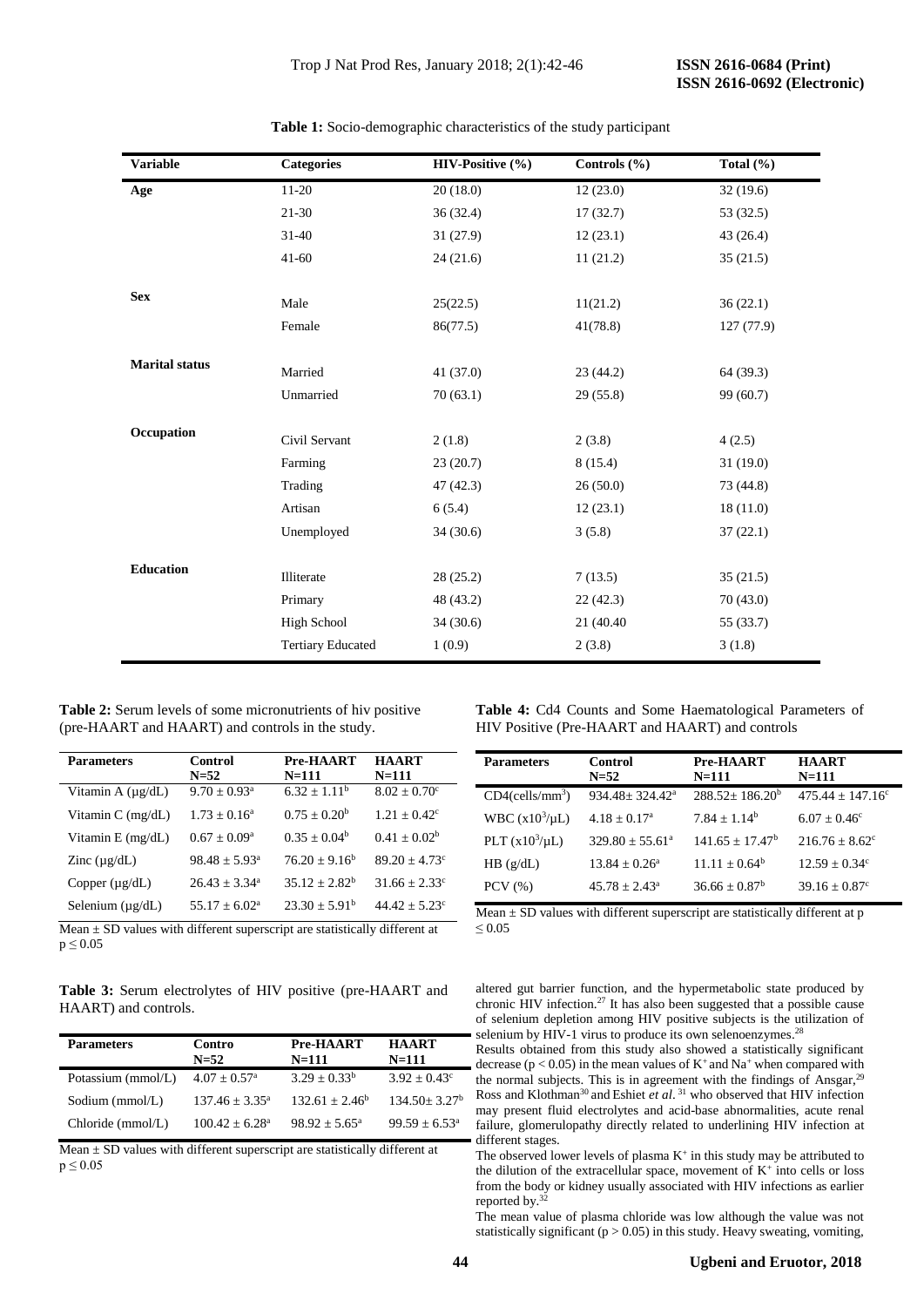**Table 1:** Socio-demographic characteristics of the study participant

| Variable | Categories | HIV-Positive (%) | Controls (%) | Total (%) |
|---|---|---|---|---|
| **Age** | 11-20 | 20 (18.0) | 12 (23.0) | 32 (19.6) |
| | 21-30 | 36 (32.4) | 17 (32.7) | 53 (32.5) |
| | 31-40 | 31 (27.9) | 12 (23.1) | 43 (26.4) |
| | 41-60 | 24 (21.6) | 11 (21.2) | 35 (21.5) |
| **Sex** | Male | 25(22.5) | 11(21.2) | 36 (22.1) |
| | Female | 86(77.5) | 41(78.8) | 127 (77.9) |
| **Marital status** | Married | 41 (37.0) | 23 (44.2) | 64 (39.3) |
| | Unmarried | 70 (63.1) | 29 (55.8) | 99 (60.7) |
| **Occupation** | Civil Servant | 2 (1.8) | 2 (3.8) | 4 (2.5) |
| | Farming | 23 (20.7) | 8 (15.4) | 31 (19.0) |
| | Trading | 47 (42.3) | 26 (50.0) | 73 (44.8) |
| | Artisan | 6 (5.4) | 12 (23.1) | 18 (11.0) |
| | Unemployed | 34 (30.6) | 3 (5.8) | 37 (22.1) |
| **Education** | Illiterate | 28 (25.2) | 7 (13.5) | 35 (21.5) |
| | Primary | 48 (43.2) | 22 (42.3) | 70 (43.0) |
| | High School | 34 (30.6) | 21 (40.40 | 55 (33.7) |
| | Tertiary Educated | 1 (0.9) | 2 (3.8) | 3 (1.8) |

**Table 2:** Serum levels of some micronutrients of hiv positive (pre-HAART and HAART) and controls in the study.

| Parameters | Control N=52 | Pre-HAART N=111 | HAART N=111 |
|---|---|---|---|
| Vitamin A (µg/dL) | $9.70 \pm 0.93^a$ | $6.32 \pm 1.11^b$ | $8.02 \pm 0.70^c$ |
| Vitamin C (mg/dL) | $1.73 \pm 0.16^a$ | $0.75 \pm 0.20^b$ | $1.21 \pm 0.42^c$ |
| Vitamin E (mg/dL) | $0.67 \pm 0.09^a$ | $0.35 \pm 0.04^b$ | $0.41 \pm 0.02^b$ |
| Zinc (µg/dL) | $98.48 \pm 5.93^a$ | $76.20 \pm 9.16^b$ | $89.20 \pm 4.73^c$ |
| Copper (µg/dL) | $26.43 \pm 3.34^a$ | $35.12 \pm 2.82^b$ | $31.66 \pm 2.33^c$ |
| Selenium (µg/dL) | $55.17 \pm 6.02^a$ | $23.30 \pm 5.91^b$ | $44.42 \pm 5.23^c$ |

Mean ± SD values with different superscript are statistically different at $p \leq 0.05$

**Table 3:** Serum electrolytes of HIV positive (pre-HAART and HAART) and controls.

| Parameters | Contro N=52 | Pre-HAART N=111 | HAART N=111 |
|---|---|---|---|
| Potassium (mmol/L) | $4.07 \pm 0.57^a$ | $3.29 \pm 0.33^b$ | $3.92 \pm 0.43^c$ |
| Sodium (mmol/L) | $137.46 \pm 3.35^a$ | $132.61 \pm 2.46^b$ | $134.50 \pm 3.27^b$ |
| Chloride (mmol/L) | $100.42 \pm 6.28^a$ | $98.92 \pm 5.65^a$ | $99.59 \pm 6.53^a$ |

Mean ± SD values with different superscript are statistically different at $p \leq 0.05$

**Table 4:** Cd4 Counts and Some Haematological Parameters of HIV Positive (Pre-HAART and HAART) and controls

| Parameters | Control N=52 | Pre-HAART N=111 | HAART N=111 |
|---|---|---|---|
| CD4(cells/mm$^3$) | $934.48 \pm 324.42^a$ | $288.52 \pm 186.20^b$ | $475.44 \pm 147.16^c$ |
| WBC (x10$^3$/µL) | $4.18 \pm 0.17^a$ | $7.84 \pm 1.14^b$ | $6.07 \pm 0.46^c$ |
| PLT (x10$^3$/µL) | $329.80 \pm 55.61^a$ | $141.65 \pm 17.47^b$ | $216.76 \pm 8.62^c$ |
| HB (g/dL) | $13.84 \pm 0.26^a$ | $11.11 \pm 0.64^b$ | $12.59 \pm 0.34^c$ |
| PCV (%) | $45.78 \pm 2.43^a$ | $36.66 \pm 0.87^b$ | $39.16 \pm 0.87^c$ |

Mean ± SD values with different superscript are statistically different at $p \leq 0.05$

altered gut barrier function, and the hypermetabolic state produced by chronic HIV infection.[27] It has also been suggested that a possible cause of selenium depletion among HIV positive subjects is the utilization of selenium by HIV-1 virus to produce its own selenoenzymes.[28]

Results obtained from this study also showed a statistically significant decrease ($p < 0.05$) in the mean values of $K^+$ and $Na^+$ when compared with the normal subjects. This is in agreement with the findings of Ansgar,[29] Ross and Klothman[30] and Eshiet *et al.*[31] who observed that HIV infection may present fluid electrolytes and acid-base abnormalities, acute renal failure, glomerulopathy directly related to underlining HIV infection at different stages.

The observed lower levels of plasma $K^+$ in this study may be attributed to the dilution of the extracellular space, movement of $K^+$ into cells or loss from the body or kidney usually associated with HIV infections as earlier reported by.[32]

The mean value of plasma chloride was low although the value was not statistically significant ($p > 0.05$) in this study. Heavy sweating, vomiting,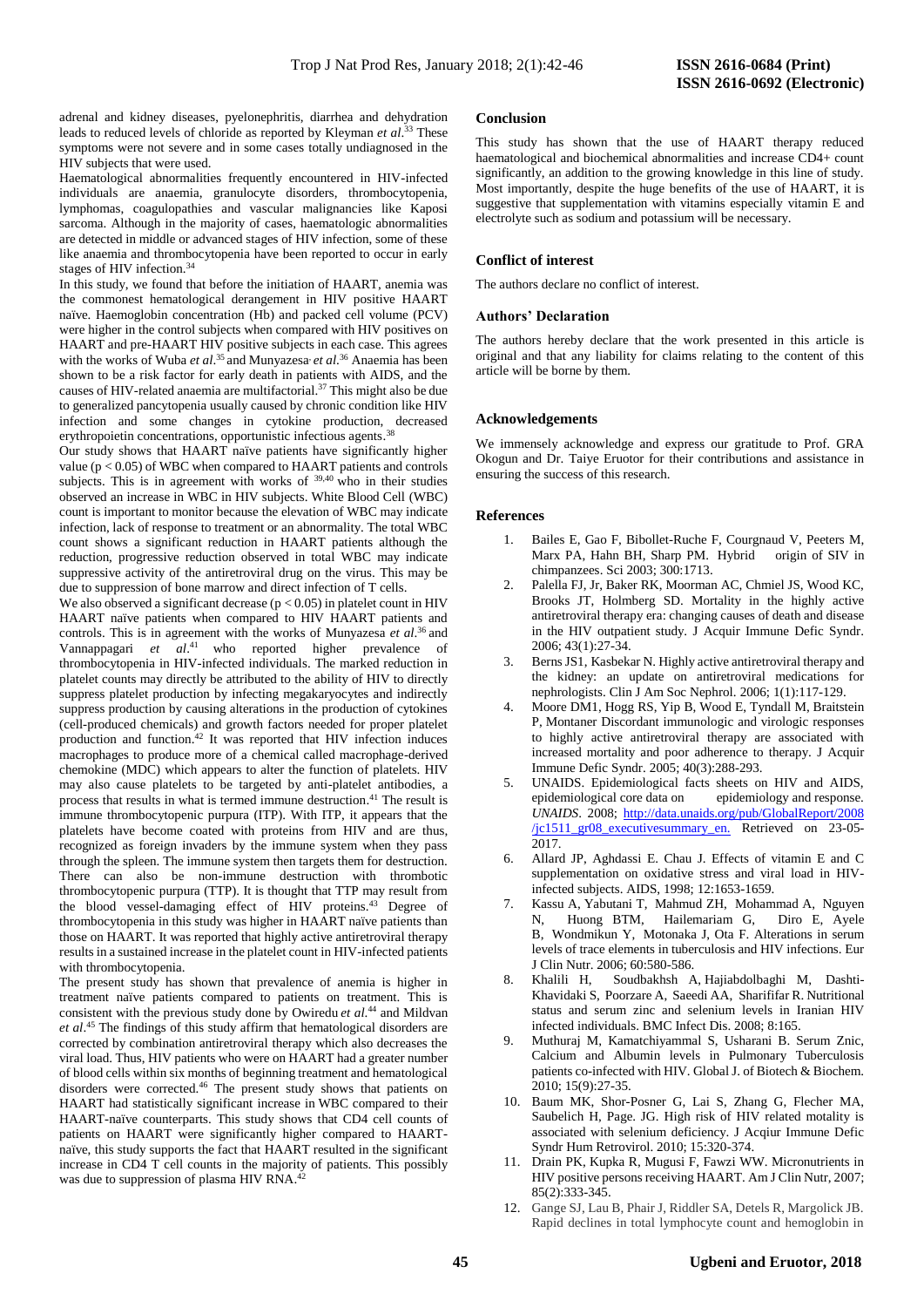adrenal and kidney diseases, pyelonephritis, diarrhea and dehydration leads to reduced levels of chloride as reported by Kleyman *et al*.[33] These symptoms were not severe and in some cases totally undiagnosed in the HIV subjects that were used.

Haematological abnormalities frequently encountered in HIV-infected individuals are anaemia, granulocyte disorders, thrombocytopenia, lymphomas, coagulopathies and vascular malignancies like Kaposi sarcoma. Although in the majority of cases, haematologic abnormalities are detected in middle or advanced stages of HIV infection, some of these like anaemia and thrombocytopenia have been reported to occur in early stages of HIV infection.[34]

In this study, we found that before the initiation of HAART, anemia was the commonest hematological derangement in HIV positive HAART naïve. Haemoglobin concentration (Hb) and packed cell volume (PCV) were higher in the control subjects when compared with HIV positives on HAART and pre-HAART HIV positive subjects in each case. This agrees with the works of Wuba *et al*.[35] and Munyazesa *et al*.[36] Anaemia has been shown to be a risk factor for early death in patients with AIDS, and the causes of HIV-related anaemia are multifactorial.[37] This might also be due to generalized pancytopenia usually caused by chronic condition like HIV infection and some changes in cytokine production, decreased erythropoietin concentrations, opportunistic infectious agents.[38]

Our study shows that HAART naïve patients have significantly higher value ($p < 0.05$) of WBC when compared to HAART patients and controls subjects. This is in agreement with works of [39,40] who in their studies observed an increase in WBC in HIV subjects. White Blood Cell (WBC) count is important to monitor because the elevation of WBC may indicate infection, lack of response to treatment or an abnormality. The total WBC count shows a significant reduction in HAART patients although the reduction, progressive reduction observed in total WBC may indicate suppressive activity of the antiretroviral drug on the virus. This may be due to suppression of bone marrow and direct infection of T cells.

We also observed a significant decrease ($p < 0.05$) in platelet count in HIV HAART naïve patients when compared to HIV HAART patients and controls. This is in agreement with the works of Munyazesa *et al*.[36] and Vannappagari *et al*.[41] who reported higher prevalence of thrombocytopenia in HIV-infected individuals. The marked reduction in platelet counts may directly be attributed to the ability of HIV to directly suppress platelet production by infecting megakaryocytes and indirectly suppress production by causing alterations in the production of cytokines (cell-produced chemicals) and growth factors needed for proper platelet production and function.[42] It was reported that HIV infection induces macrophages to produce more of a chemical called macrophage-derived chemokine (MDC) which appears to alter the function of platelets. HIV may also cause platelets to be targeted by anti-platelet antibodies, a process that results in what is termed immune destruction.[41] The result is immune thrombocytopenic purpura (ITP). With ITP, it appears that the platelets have become coated with proteins from HIV and are thus, recognized as foreign invaders by the immune system when they pass through the spleen. The immune system then targets them for destruction. There can also be non-immune destruction with thrombotic thrombocytopenic purpura (TTP). It is thought that TTP may result from the blood vessel-damaging effect of HIV proteins.[43] Degree of thrombocytopenia in this study was higher in HAART naïve patients than those on HAART. It was reported that highly active antiretroviral therapy results in a sustained increase in the platelet count in HIV-infected patients with thrombocytopenia.

The present study has shown that prevalence of anemia is higher in treatment naïve patients compared to patients on treatment. This is consistent with the previous study done by Owiredu *et al.*[44] and Mildvan *et al*.[45] The findings of this study affirm that hematological disorders are corrected by combination antiretroviral therapy which also decreases the viral load. Thus, HIV patients who were on HAART had a greater number of blood cells within six months of beginning treatment and hematological disorders were corrected.[46] The present study shows that patients on HAART had statistically significant increase in WBC compared to their HAART-naïve counterparts. This study shows that CD4 cell counts of patients on HAART were significantly higher compared to HAART-naïve, this study supports the fact that HAART resulted in the significant increase in CD4 T cell counts in the majority of patients. This possibly was due to suppression of plasma HIV RNA.[42]

## Conclusion

This study has shown that the use of HAART therapy reduced haematological and biochemical abnormalities and increase CD4+ count significantly, an addition to the growing knowledge in this line of study. Most importantly, despite the huge benefits of the use of HAART, it is suggestive that supplementation with vitamins especially vitamin E and electrolyte such as sodium and potassium will be necessary.

## Conflict of interest

The authors declare no conflict of interest.

## Authors' Declaration

The authors hereby declare that the work presented in this article is original and that any liability for claims relating to the content of this article will be borne by them.

## Acknowledgements

We immensely acknowledge and express our gratitude to Prof. GRA Okogun and Dr. Taiye Eruotor for their contributions and assistance in ensuring the success of this research.

## References

1. Bailes E, Gao F, Bibollet-Ruche F, Courgnaud V, Peeters M, Marx PA, Hahn BH, Sharp PM. Hybrid origin of SIV in chimpanzees. Sci 2003; 300:1713.
2. Palella FJ, Jr, Baker RK, Moorman AC, Chmiel JS, Wood KC, Brooks JT, Holmberg SD. Mortality in the highly active antiretroviral therapy era: changing causes of death and disease in the HIV outpatient study. J Acquir Immune Defic Syndr. 2006; 43(1):27-34.
3. Berns JS1, Kasbekar N. Highly active antiretroviral therapy and the kidney: an update on antiretroviral medications for nephrologists. Clin J Am Soc Nephrol. 2006; 1(1):117-129.
4. Moore DM1, Hogg RS, Yip B, Wood E, Tyndall M, Braitstein P, Montaner Discordant immunologic and virologic responses to highly active antiretroviral therapy are associated with increased mortality and poor adherence to therapy. J Acquir Immune Defic Syndr. 2005; 40(3):288-293.
5. UNAIDS. Epidemiological facts sheets on HIV and AIDS, epidemiological core data on epidemiology and response. *UNAIDS*. 2008; http://data.unaids.org/pub/GlobalReport/2008/jc1511_gr08_executivesummary_en. Retrieved on 23-05-2017.
6. Allard JP, Aghdassi E. Chau J. Effects of vitamin E and C supplementation on oxidative stress and viral load in HIV-infected subjects. AIDS, 1998; 12:1653-1659.
7. Kassu A, Yabutani T, Mahmud ZH, Mohammad A, Nguyen N, Huong BTM, Hailemariam G, Diro E, Ayele B, Wondmikun Y, Motonaka J, Ota F. Alterations in serum levels of trace elements in tuberculosis and HIV infections. Eur J Clin Nutr. 2006; 60:580-586.
8. Khalili H, Soudbakhsh A, Hajiabdolbaghi M, Dashti-Khavidaki S, Poorzare A, Saeedi AA, Sharififar R. Nutritional status and serum zinc and selenium levels in Iranian HIV infected individuals. BMC Infect Dis. 2008; 8:165.
9. Muthuraj M, Kamatchiyammal S, Usharani B. Serum Znic, Calcium and Albumin levels in Pulmonary Tuberculosis patients co-infected with HIV. Global J. of Biotech & Biochem. 2010; 15(9):27-35.
10. Baum MK, Shor-Posner G, Lai S, Zhang G, Flecher MA, Saubelich H, Page. JG. High risk of HIV related motality is associated with selenium deficiency. J Acqiur Immune Defic Syndr Hum Retrovirol. 2010; 15:320-374.
11. Drain PK, Kupka R, Mugusi F, Fawzi WW. Micronutrients in HIV positive persons receiving HAART. Am J Clin Nutr, 2007; 85(2):333-345.
12. Gange SJ, Lau B, Phair J, Riddler SA, Detels R, Margolick JB. Rapid declines in total lymphocyte count and hemoglobin in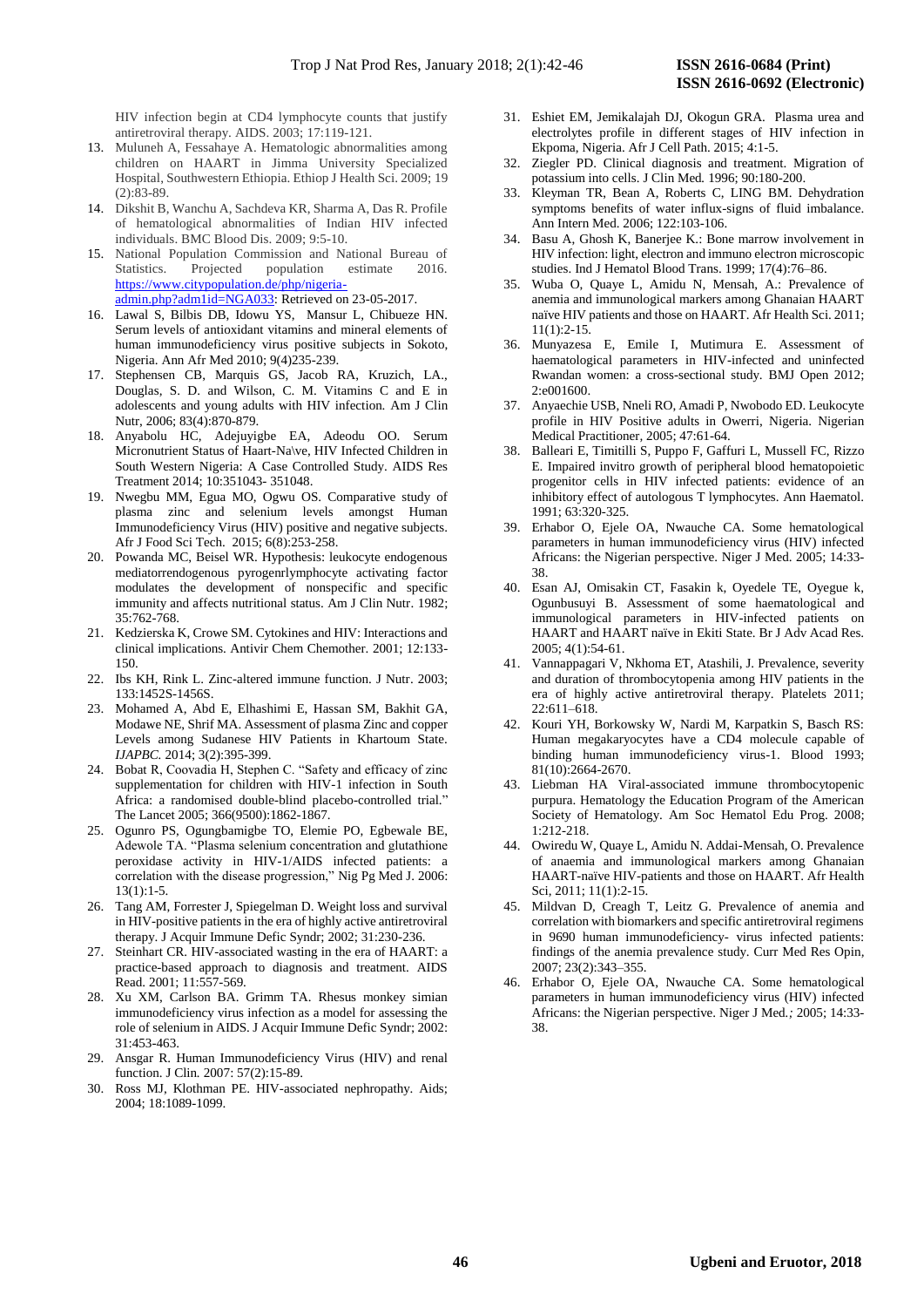HIV infection begin at CD4 lymphocyte counts that justify antiretroviral therapy. AIDS. 2003; 17:119-121.

13. Muluneh A, Fessahaye A. Hematologic abnormalities among children on HAART in Jimma University Specialized Hospital, Southwestern Ethiopia. Ethiop J Health Sci. 2009; 19 (2):83-89.
14. Dikshit B, Wanchu A, Sachdeva KR, Sharma A, Das R. Profile of hematological abnormalities of Indian HIV infected individuals. BMC Blood Dis. 2009; 9:5-10.
15. National Population Commission and National Bureau of Statistics. Projected population estimate 2016. https://www.citypopulation.de/php/nigeria-admin.php?adm1id=NGA033: Retrieved on 23-05-2017.
16. Lawal S, Bilbis DB, Idowu YS, Mansur L, Chibueze HN. Serum levels of antioxidant vitamins and mineral elements of human immunodeficiency virus positive subjects in Sokoto, Nigeria. Ann Afr Med 2010; 9(4)235-239.
17. Stephensen CB, Marquis GS, Jacob RA, Kruzich, LA., Douglas, S. D. and Wilson, C. M. Vitamins C and E in adolescents and young adults with HIV infection. Am J Clin Nutr, 2006; 83(4):870-879.
18. Anyabolu HC, Adejuyigbe EA, Adeodu OO. Serum Micronutrient Status of Haart-Na\ve, HIV Infected Children in South Western Nigeria: A Case Controlled Study. AIDS Res Treatment 2014; 10:351043- 351048.
19. Nwegbu MM, Egua MO, Ogwu OS. Comparative study of plasma zinc and selenium levels amongst Human Immunodeficiency Virus (HIV) positive and negative subjects. Afr J Food Sci Tech. 2015; 6(8):253-258.
20. Powanda MC, Beisel WR. Hypothesis: leukocyte endogenous mediatorrendogenous pyrogenrlymphocyte activating factor modulates the development of nonspecific and specific immunity and affects nutritional status. Am J Clin Nutr. 1982; 35:762-768.
21. Kedzierska K, Crowe SM. Cytokines and HIV: Interactions and clinical implications. Antivir Chem Chemother. 2001; 12:133-150.
22. Ibs KH, Rink L. Zinc-altered immune function. J Nutr. 2003; 133:1452S-1456S.
23. Mohamed A, Abd E, Elhashimi E, Hassan SM, Bakhit GA, Modawe NE, Shrif MA. Assessment of plasma Zinc and copper Levels among Sudanese HIV Patients in Khartoum State. *IJAPBC.* 2014; 3(2):395-399.
24. Bobat R, Coovadia H, Stephen C. "Safety and efficacy of zinc supplementation for children with HIV-1 infection in South Africa: a randomised double-blind placebo-controlled trial." The Lancet 2005; 366(9500):1862-1867.
25. Ogunro PS, Ogungbamigbe TO, Elemie PO, Egbewale BE, Adewole TA. "Plasma selenium concentration and glutathione peroxidase activity in HIV-1/AIDS infected patients: a correlation with the disease progression," Nig Pg Med J. 2006: 13(1):1-5.
26. Tang AM, Forrester J, Spiegelman D. Weight loss and survival in HIV-positive patients in the era of highly active antiretroviral therapy. J Acquir Immune Defic Syndr; 2002; 31:230-236.
27. Steinhart CR. HIV-associated wasting in the era of HAART: a practice-based approach to diagnosis and treatment. AIDS Read. 2001; 11:557-569.
28. Xu XM, Carlson BA. Grimm TA. Rhesus monkey simian immunodeficiency virus infection as a model for assessing the role of selenium in AIDS. J Acquir Immune Defic Syndr; 2002: 31:453-463.
29. Ansgar R. Human Immunodeficiency Virus (HIV) and renal function. J Clin. 2007: 57(2):15-89.
30. Ross MJ, Klothman PE. HIV-associated nephropathy. Aids; 2004; 18:1089-1099.
31. Eshiet EM, Jemikalajah DJ, Okogun GRA. Plasma urea and electrolytes profile in different stages of HIV infection in Ekpoma, Nigeria. Afr J Cell Path. 2015; 4:1-5.
32. Ziegler PD. Clinical diagnosis and treatment. Migration of potassium into cells. J Clin Med. 1996; 90:180-200.
33. Kleyman TR, Bean A, Roberts C, LING BM. Dehydration symptoms benefits of water influx-signs of fluid imbalance. Ann Intern Med. 2006; 122:103-106.
34. Basu A, Ghosh K, Banerjee K.: Bone marrow involvement in HIV infection: light, electron and immuno electron microscopic studies. Ind J Hematol Blood Trans. 1999; 17(4):76–86.
35. Wuba O, Quaye L, Amidu N, Mensah, A.: Prevalence of anemia and immunological markers among Ghanaian HAART naïve HIV patients and those on HAART. Afr Health Sci. 2011; 11(1):2-15.
36. Munyazesa E, Emile I, Mutimura E. Assessment of haematological parameters in HIV-infected and uninfected Rwandan women: a cross-sectional study. BMJ Open 2012; 2:e001600.
37. Anyaechie USB, Nneli RO, Amadi P, Nwobodo ED. Leukocyte profile in HIV Positive adults in Owerri, Nigeria. Nigerian Medical Practitioner, 2005; 47:61-64.
38. Balleari E, Timitilli S, Puppo F, Gaffuri L, Mussell FC, Rizzo E. Impaired invitro growth of peripheral blood hematopoietic progenitor cells in HIV infected patients: evidence of an inhibitory effect of autologous T lymphocytes. Ann Haematol. 1991; 63:320-325.
39. Erhabor O, Ejele OA, Nwauche CA. Some hematological parameters in human immunodeficiency virus (HIV) infected Africans: the Nigerian perspective. Niger J Med. 2005; 14:33-38.
40. Esan AJ, Omisakin CT, Fasakin k, Oyedele TE, Oyegue k, Ogunbusuyi B. Assessment of some haematological and immunological parameters in HIV-infected patients on HAART and HAART naïve in Ekiti State. Br J Adv Acad Res. 2005; 4(1):54-61.
41. Vannappagari V, Nkhoma ET, Atashili, J. Prevalence, severity and duration of thrombocytopenia among HIV patients in the era of highly active antiretroviral therapy. Platelets 2011; 22:611–618.
42. Kouri YH, Borkowsky W, Nardi M, Karpatkin S, Basch RS: Human megakaryocytes have a CD4 molecule capable of binding human immunodeficiency virus-1. Blood 1993; 81(10):2664-2670.
43. Liebman HA Viral-associated immune thrombocytopenic purpura. Hematology the Education Program of the American Society of Hematology. Am Soc Hematol Edu Prog. 2008; 1:212-218.
44. Owiredu W, Quaye L, Amidu N. Addai-Mensah, O. Prevalence of anaemia and immunological markers among Ghanaian HAART-naïve HIV-patients and those on HAART. Afr Health Sci, 2011; 11(1):2-15.
45. Mildvan D, Creagh T, Leitz G. Prevalence of anemia and correlation with biomarkers and specific antiretroviral regimens in 9690 human immunodeficiency- virus infected patients: findings of the anemia prevalence study. Curr Med Res Opin, 2007; 23(2):343–355.
46. Erhabor O, Ejele OA, Nwauche CA. Some hematological parameters in human immunodeficiency virus (HIV) infected Africans: the Nigerian perspective. Niger J Med.; 2005; 14:33-38.